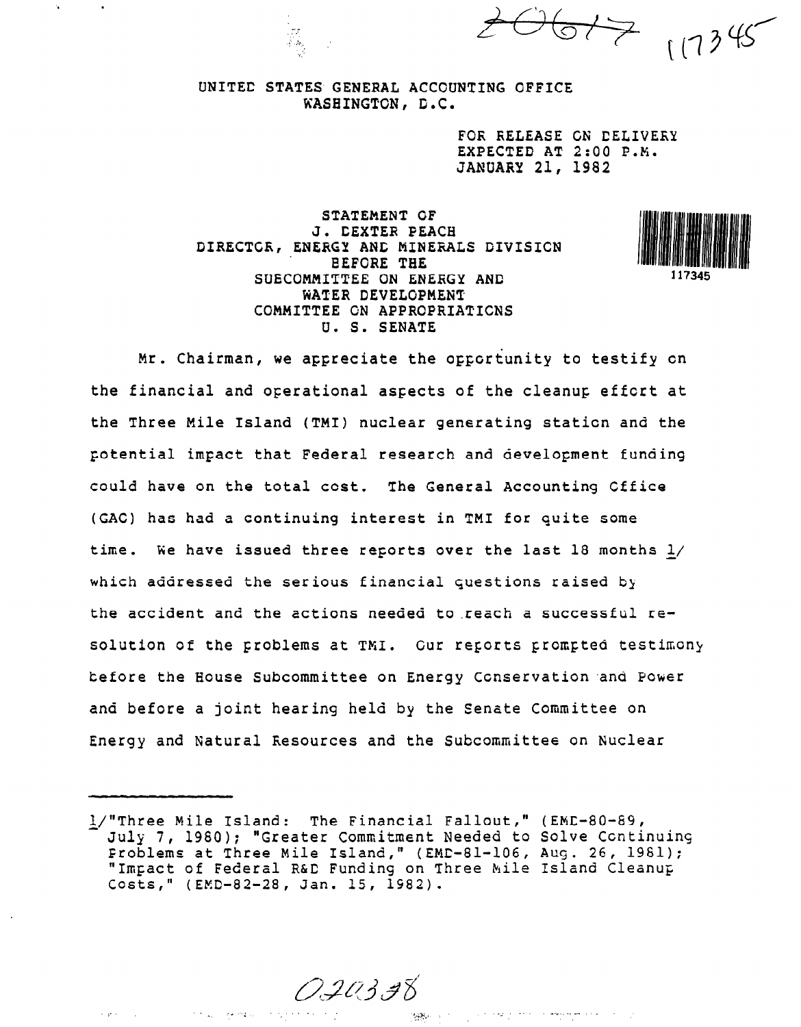UNITED STATES GENERAL ACCOUNTING OFFICE
WASHINGTON, D.C.

FOR RELEASE ON DELIVERY
EXPECTED AT 2:00 P.M.
JANUARY 21, 1982

STATEMENT OF
J. DEXTER PEACH
DIRECTOR, ENERGY AND MINERALS DIVISION
BEFORE THE
SUBCOMMITTEE ON ENERGY AND
WATER DEVELOPMENT
COMMITTEE ON APPROPRIATIONS
U. S. SENATE

Mr. Chairman, we appreciate the opportunity to testify on the financial and operational aspects of the cleanup effort at the Three Mile Island (TMI) nuclear generating station and the potential impact that Federal research and development funding could have on the total cost. The General Accounting Office (GAO) has had a continuing interest in TMI for quite some time. We have issued three reports over the last 18 months [1] which addressed the serious financial questions raised by the accident and the actions needed to reach a successful resolution of the problems at TMI. Our reports prompted testimony before the House Subcommittee on Energy Conservation and Power and before a joint hearing held by the Senate Committee on Energy and Natural Resources and the Subcommittee on Nuclear

---

[1] "Three Mile Island: The Financial Fallout," (EMD-80-89, July 7, 1980); "Greater Commitment Needed to Solve Continuing Problems at Three Mile Island," (EMD-81-106, Aug. 26, 1981); "Impact of Federal R&D Funding on Three Mile Island Cleanup Costs," (EMD-82-28, Jan. 15, 1982).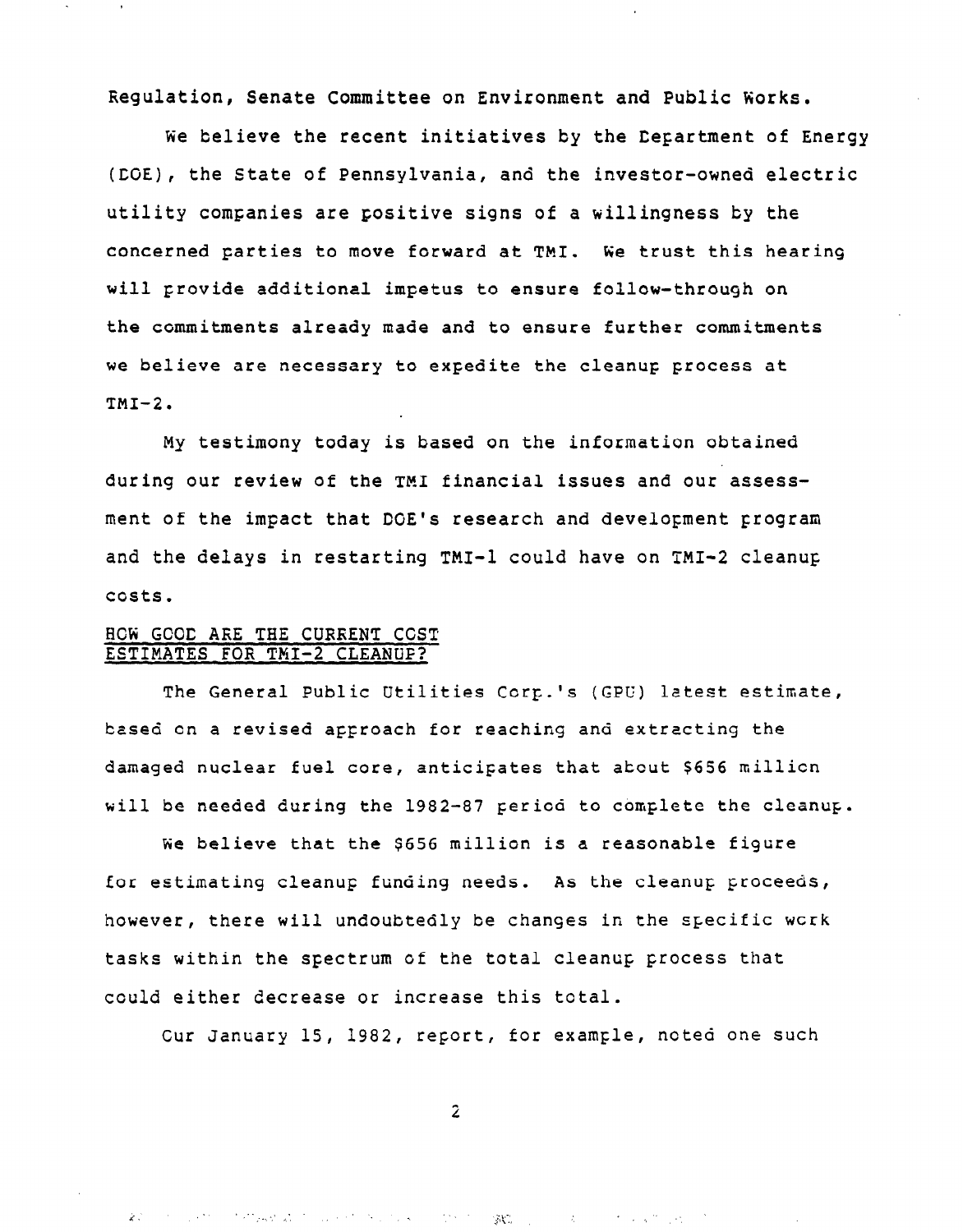Regulation, Senate Committee on Environment and Public Works.

We believe the recent initiatives by the Department of Energy (DOE), the State of Pennsylvania, and the investor-owned electric utility companies are positive signs of a willingness by the concerned parties to move forward at TMI. We trust this hearing will provide additional impetus to ensure follow-through on the commitments already made and to ensure further commitments we believe are necessary to expedite the cleanup process at TMI-2.

My testimony today is based on the information obtained during our review of the TMI financial issues and our assessment of the impact that DOE's research and development program and the delays in restarting TMI-1 could have on TMI-2 cleanup costs.

## HOW GOOD ARE THE CURRENT COST ESTIMATES FOR TMI-2 CLEANUP?

The General Public Utilities Corp.'s (GPU) latest estimate, based on a revised approach for reaching and extracting the damaged nuclear fuel core, anticipates that about $656 million will be needed during the 1982-87 period to complete the cleanup.

We believe that the $656 million is a reasonable figure for estimating cleanup funding needs. As the cleanup proceeds, however, there will undoubtedly be changes in the specific work tasks within the spectrum of the total cleanup process that could either decrease or increase this total.

Our January 15, 1982, report, for example, noted one such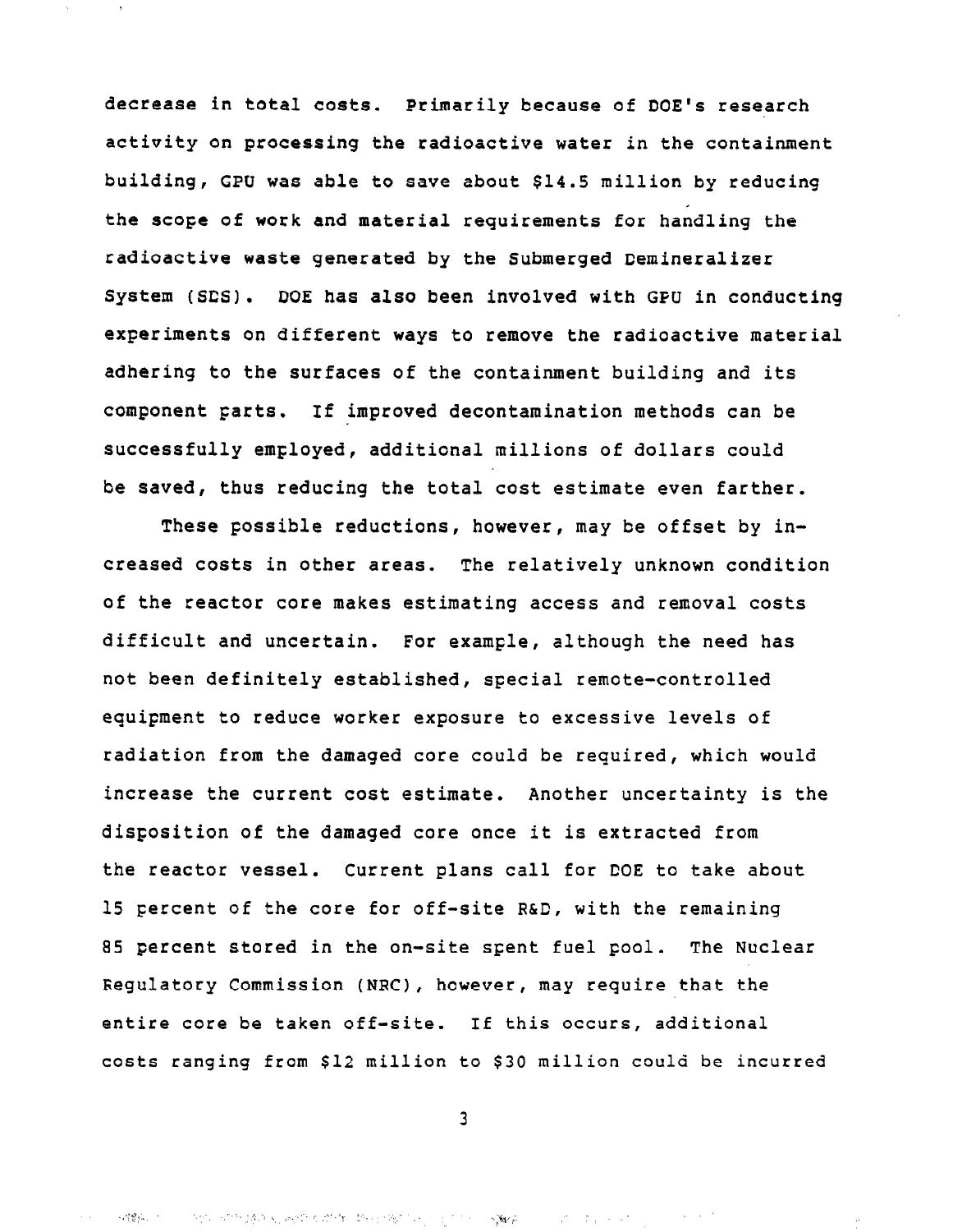decrease in total costs. Primarily because of DOE's research activity on processing the radioactive water in the containment building, GPU was able to save about $14.5 million by reducing the scope of work and material requirements for handling the radioactive waste generated by the Submerged Demineralizer System (SDS). DOE has also been involved with GPU in conducting experiments on different ways to remove the radioactive material adhering to the surfaces of the containment building and its component parts. If improved decontamination methods can be successfully employed, additional millions of dollars could be saved, thus reducing the total cost estimate even farther.

These possible reductions, however, may be offset by increased costs in other areas. The relatively unknown condition of the reactor core makes estimating access and removal costs difficult and uncertain. For example, although the need has not been definitely established, special remote-controlled equipment to reduce worker exposure to excessive levels of radiation from the damaged core could be required, which would increase the current cost estimate. Another uncertainty is the disposition of the damaged core once it is extracted from the reactor vessel. Current plans call for DOE to take about 15 percent of the core for off-site R&D, with the remaining 85 percent stored in the on-site spent fuel pool. The Nuclear Regulatory Commission (NRC), however, may require that the entire core be taken off-site. If this occurs, additional costs ranging from $12 million to $30 million could be incurred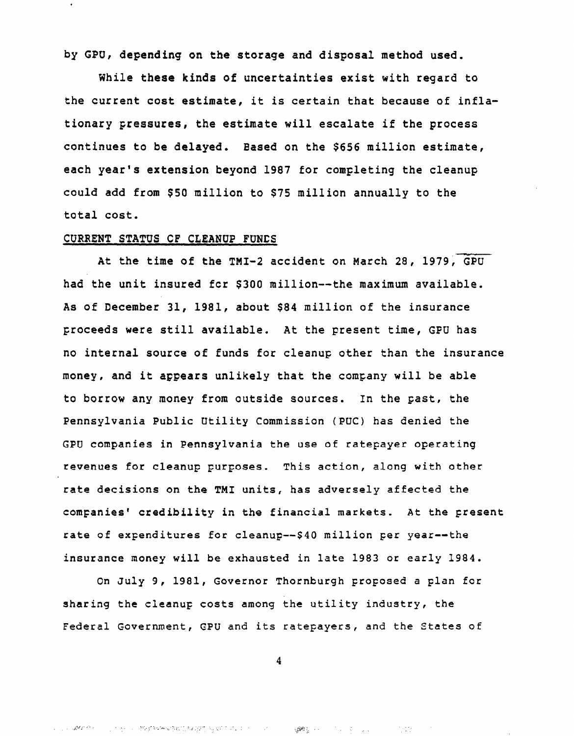by GPU, depending on the storage and disposal method used.

While these kinds of uncertainties exist with regard to the current cost estimate, it is certain that because of inflationary pressures, the estimate will escalate if the process continues to be delayed. Based on the $656 million estimate, each year's extension beyond 1987 for completing the cleanup could add from $50 million to $75 million annually to the total cost.

## CURRENT STATUS OF CLEANUP FUNDS

At the time of the TMI-2 accident on March 28, 1979, GPU had the unit insured for $300 million--the maximum available. As of December 31, 1981, about $84 million of the insurance proceeds were still available. At the present time, GPU has no internal source of funds for cleanup other than the insurance money, and it appears unlikely that the company will be able to borrow any money from outside sources. In the past, the Pennsylvania Public Utility Commission (PUC) has denied the GPU companies in Pennsylvania the use of ratepayer operating revenues for cleanup purposes. This action, along with other rate decisions on the TMI units, has adversely affected the companies' credibility in the financial markets. At the present rate of expenditures for cleanup--$40 million per year--the insurance money will be exhausted in late 1983 or early 1984.

On July 9, 1981, Governor Thornburgh proposed a plan for sharing the cleanup costs among the utility industry, the Federal Government, GPU and its ratepayers, and the States of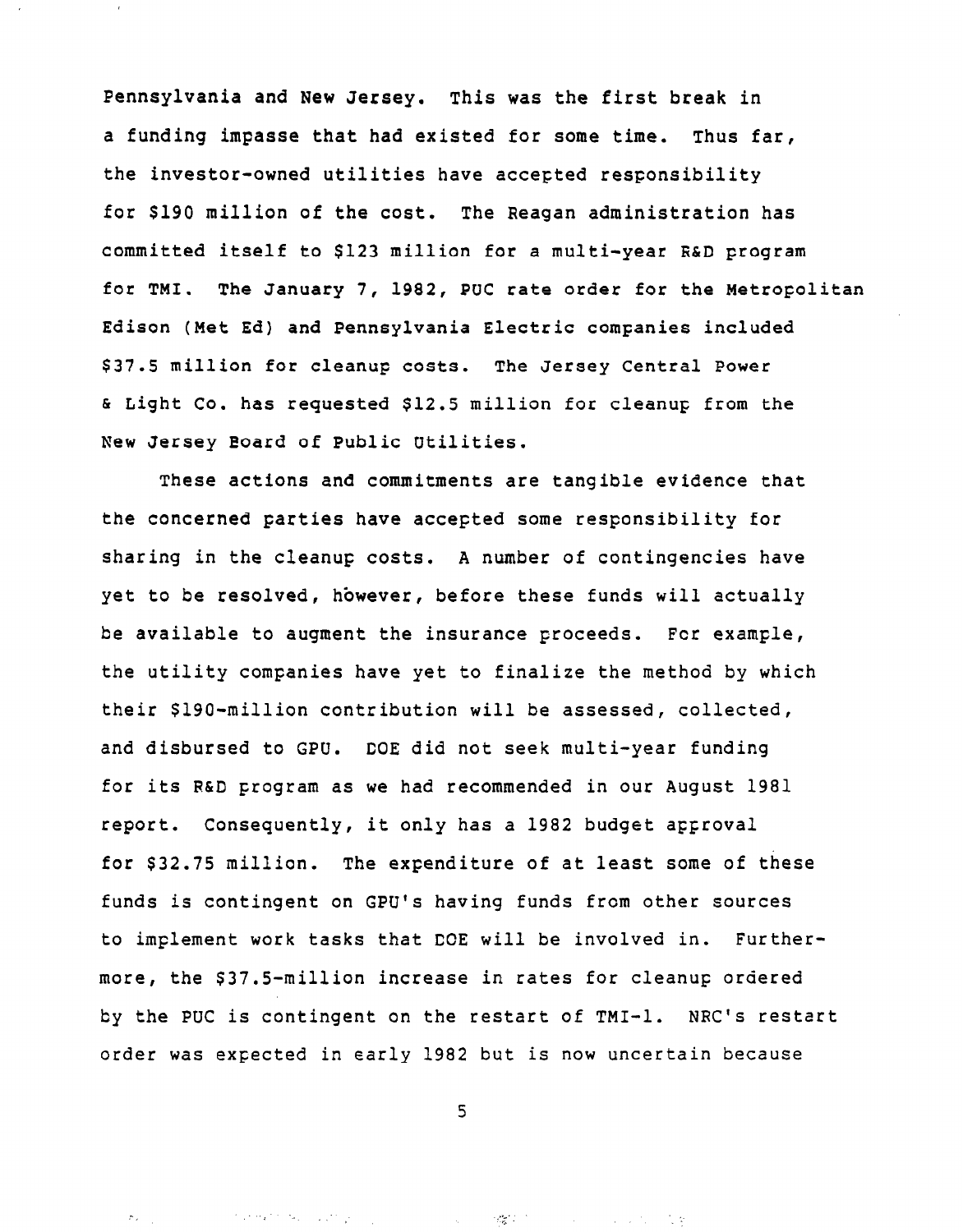Pennsylvania and New Jersey. This was the first break in a funding impasse that had existed for some time. Thus far, the investor-owned utilities have accepted responsibility for $190 million of the cost. The Reagan administration has committed itself to $123 million for a multi-year R&D program for TMI. The January 7, 1982, PUC rate order for the Metropolitan Edison (Met Ed) and Pennsylvania Electric companies included $37.5 million for cleanup costs. The Jersey Central Power & Light Co. has requested $12.5 million for cleanup from the New Jersey Board of Public Utilities.

These actions and commitments are tangible evidence that the concerned parties have accepted some responsibility for sharing in the cleanup costs. A number of contingencies have yet to be resolved, however, before these funds will actually be available to augment the insurance proceeds. For example, the utility companies have yet to finalize the method by which their $190-million contribution will be assessed, collected, and disbursed to GPU. DOE did not seek multi-year funding for its R&D program as we had recommended in our August 1981 report. Consequently, it only has a 1982 budget approval for $32.75 million. The expenditure of at least some of these funds is contingent on GPU's having funds from other sources to implement work tasks that DOE will be involved in. Furthermore, the $37.5-million increase in rates for cleanup ordered by the PUC is contingent on the restart of TMI-1. NRC's restart order was expected in early 1982 but is now uncertain because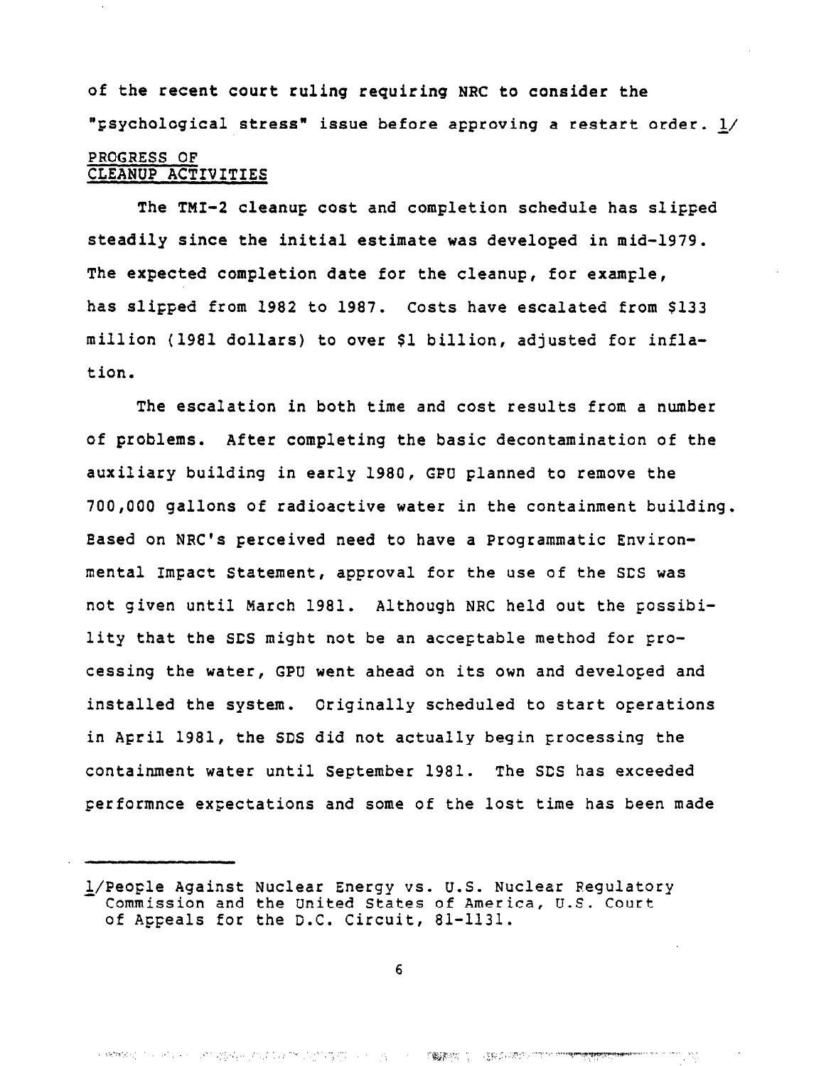of the recent court ruling requiring NRC to consider the "psychological stress" issue before approving a restart order. 1/

## PROGRESS OF CLEANUP ACTIVITIES

The TMI-2 cleanup cost and completion schedule has slipped steadily since the initial estimate was developed in mid-1979. The expected completion date for the cleanup, for example, has slipped from 1982 to 1987. Costs have escalated from $133 million (1981 dollars) to over $1 billion, adjusted for inflation.

The escalation in both time and cost results from a number of problems. After completing the basic decontamination of the auxiliary building in early 1980, GPU planned to remove the 700,000 gallons of radioactive water in the containment building. Based on NRC's perceived need to have a Programmatic Environmental Impact Statement, approval for the use of the SDS was not given until March 1981. Although NRC held out the possibility that the SDS might not be an acceptable method for processing the water, GPU went ahead on its own and developed and installed the system. Originally scheduled to start operations in April 1981, the SDS did not actually begin processing the containment water until September 1981. The SDS has exceeded performnce expectations and some of the lost time has been made

---

1/People Against Nuclear Energy vs. U.S. Nuclear Regulatory Commission and the United States of America, U.S. Court of Appeals for the D.C. Circuit, 81-1131.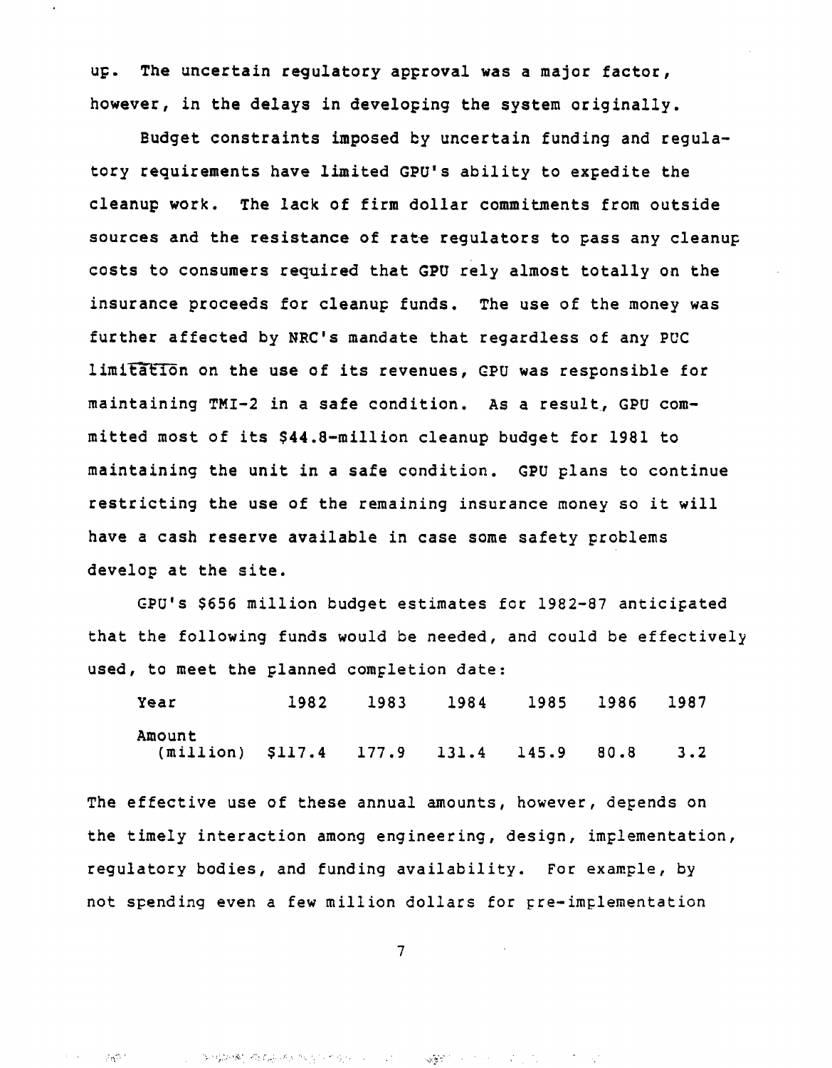up. The uncertain regulatory approval was a major factor, however, in the delays in developing the system originally.

Budget constraints imposed by uncertain funding and regulatory requirements have limited GPU's ability to expedite the cleanup work. The lack of firm dollar commitments from outside sources and the resistance of rate regulators to pass any cleanup costs to consumers required that GPU rely almost totally on the insurance proceeds for cleanup funds. The use of the money was further affected by NRC's mandate that regardless of any PUC limitation on the use of its revenues, GPU was responsible for maintaining TMI-2 in a safe condition. As a result, GPU committed most of its $44.8-million cleanup budget for 1981 to maintaining the unit in a safe condition. GPU plans to continue restricting the use of the remaining insurance money so it will have a cash reserve available in case some safety problems develop at the site.

GPU's $656 million budget estimates for 1982-87 anticipated that the following funds would be needed, and could be effectively used, to meet the planned completion date:

| Year | 1982 | 1983 | 1984 | 1985 | 1986 | 1987 |
| --- | --- | --- | --- | --- | --- | --- |
| Amount (million) | $117.4 | 177.9 | 131.4 | 145.9 | 80.8 | 3.2 |

The effective use of these annual amounts, however, depends on the timely interaction among engineering, design, implementation, regulatory bodies, and funding availability. For example, by not spending even a few million dollars for pre-implementation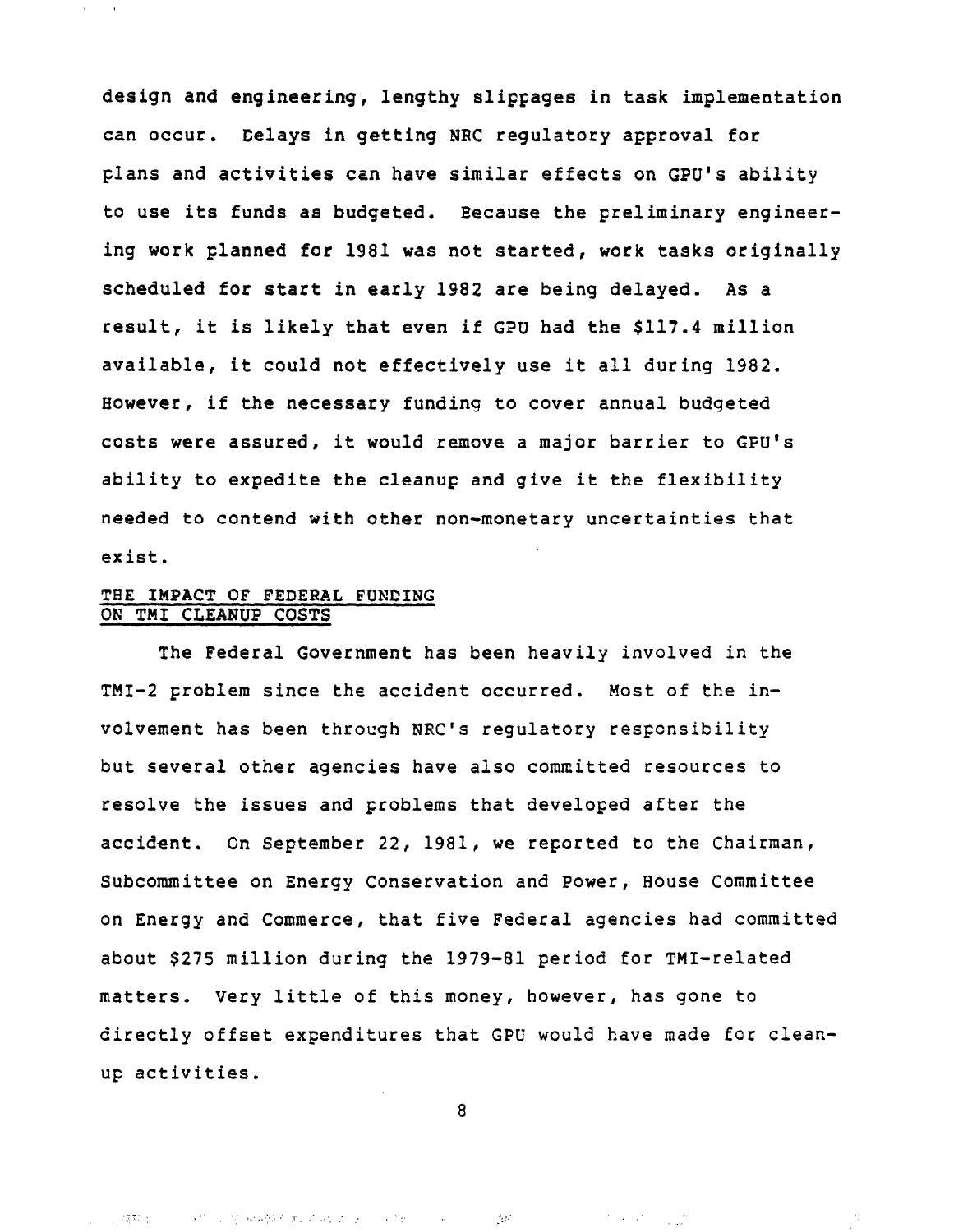design and engineering, lengthy slippages in task implementation can occur. Delays in getting NRC regulatory approval for plans and activities can have similar effects on GPU's ability to use its funds as budgeted. Because the preliminary engineering work planned for 1981 was not started, work tasks originally scheduled for start in early 1982 are being delayed. As a result, it is likely that even if GPU had the $117.4 million available, it could not effectively use it all during 1982. However, if the necessary funding to cover annual budgeted costs were assured, it would remove a major barrier to GPU's ability to expedite the cleanup and give it the flexibility needed to contend with other non-monetary uncertainties that exist.

## THE IMPACT OF FEDERAL FUNDING ON TMI CLEANUP COSTS

The Federal Government has been heavily involved in the TMI-2 problem since the accident occurred. Most of the involvement has been through NRC's regulatory responsibility but several other agencies have also committed resources to resolve the issues and problems that developed after the accident. On September 22, 1981, we reported to the Chairman, Subcommittee on Energy Conservation and Power, House Committee on Energy and Commerce, that five Federal agencies had committed about $275 million during the 1979-81 period for TMI-related matters. Very little of this money, however, has gone to directly offset expenditures that GPU would have made for cleanup activities.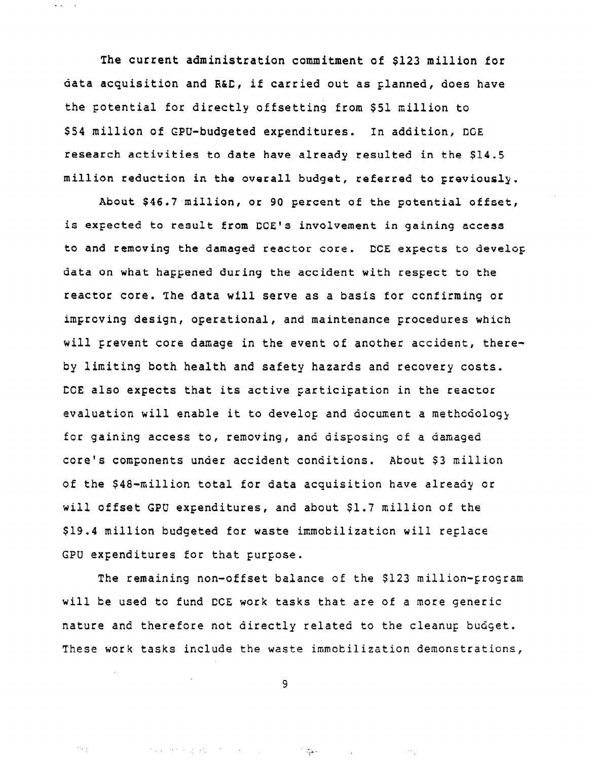The current administration commitment of $123 million for data acquisition and R&D, if carried out as planned, does have the potential for directly offsetting from $51 million to $54 million of GPU-budgeted expenditures. In addition, DOE research activities to date have already resulted in the $14.5 million reduction in the overall budget, referred to previously.

About $46.7 million, or 90 percent of the potential offset, is expected to result from DOE's involvement in gaining access to and removing the damaged reactor core. DOE expects to develop data on what happened during the accident with respect to the reactor core. The data will serve as a basis for confirming or improving design, operational, and maintenance procedures which will prevent core damage in the event of another accident, thereby limiting both health and safety hazards and recovery costs. DOE also expects that its active participation in the reactor evaluation will enable it to develop and document a methodology for gaining access to, removing, and disposing of a damaged core's components under accident conditions. About $3 million of the $48-million total for data acquisition have already or will offset GPU expenditures, and about $1.7 million of the $19.4 million budgeted for waste immobilization will replace GPU expenditures for that purpose.

The remaining non-offset balance of the $123 million-program will be used to fund DOE work tasks that are of a more generic nature and therefore not directly related to the cleanup budget. These work tasks include the waste immobilization demonstrations,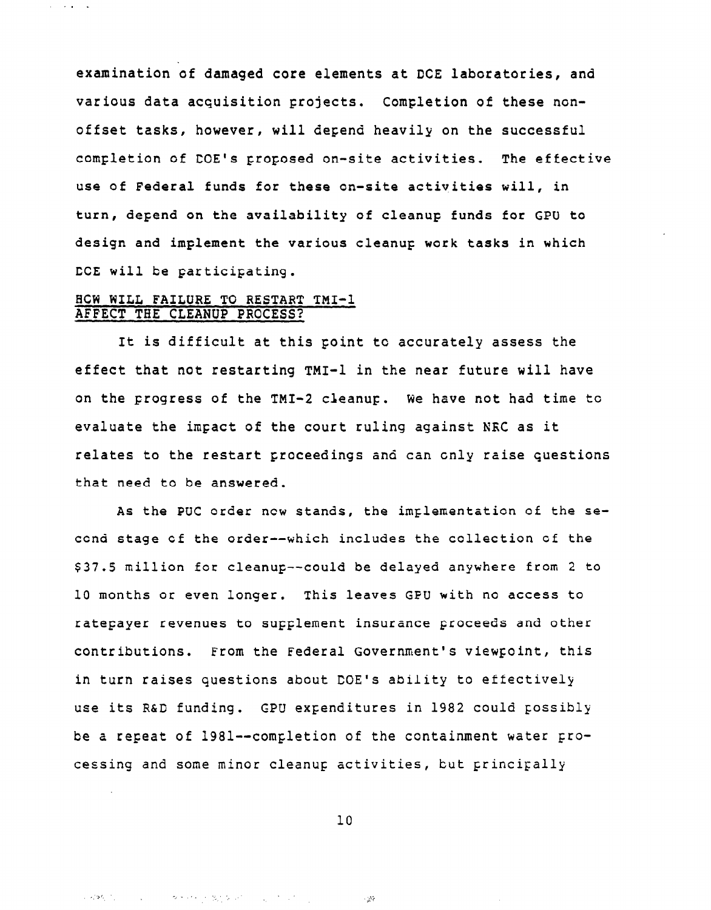examination of damaged core elements at DOE laboratories, and various data acquisition projects. Completion of these non-offset tasks, however, will depend heavily on the successful completion of DOE's proposed on-site activities. The effective use of Federal funds for these on-site activities will, in turn, depend on the availability of cleanup funds for GPU to design and implement the various cleanup work tasks in which DOE will be participating.

## HOW WILL FAILURE TO RESTART TMI-1 AFFECT THE CLEANUP PROCESS?

It is difficult at this point to accurately assess the effect that not restarting TMI-1 in the near future will have on the progress of the TMI-2 cleanup. We have not had time to evaluate the impact of the court ruling against NRC as it relates to the restart proceedings and can only raise questions that need to be answered.

As the PUC order now stands, the implementation of the second stage of the order--which includes the collection of the $37.5 million for cleanup--could be delayed anywhere from 2 to 10 months or even longer. This leaves GPU with no access to ratepayer revenues to supplement insurance proceeds and other contributions. From the Federal Government's viewpoint, this in turn raises questions about DOE's ability to effectively use its R&D funding. GPU expenditures in 1982 could possibly be a repeat of 1981--completion of the containment water processing and some minor cleanup activities, but principally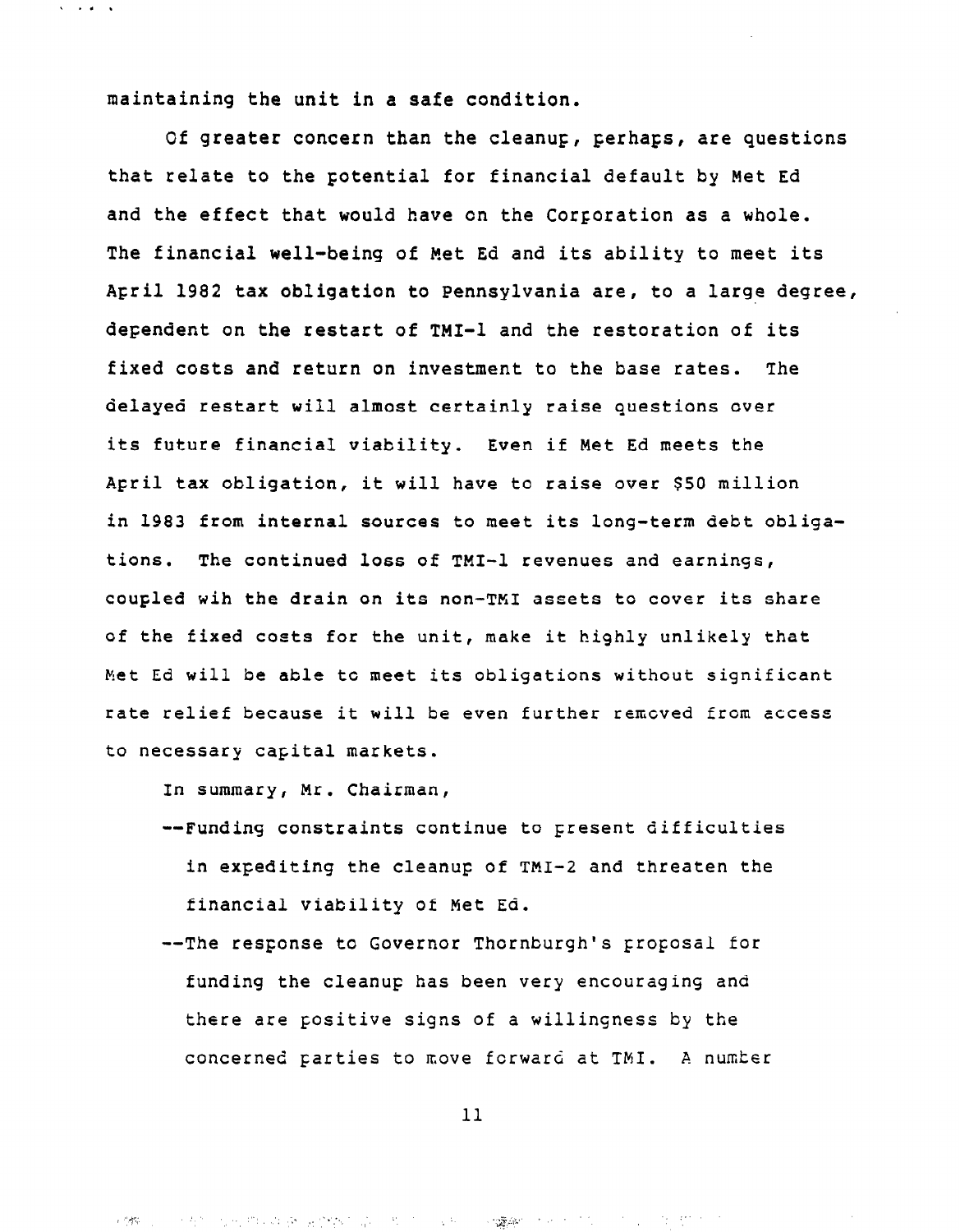maintaining the unit in a safe condition.

Of greater concern than the cleanup, perhaps, are questions that relate to the potential for financial default by Met Ed and the effect that would have on the Corporation as a whole. The financial well-being of Met Ed and its ability to meet its April 1982 tax obligation to Pennsylvania are, to a large degree, dependent on the restart of TMI-1 and the restoration of its fixed costs and return on investment to the base rates. The delayed restart will almost certainly raise questions over its future financial viability. Even if Met Ed meets the April tax obligation, it will have to raise over $50 million in 1983 from internal sources to meet its long-term debt obligations. The continued loss of TMI-1 revenues and earnings, coupled wih the drain on its non-TMI assets to cover its share of the fixed costs for the unit, make it highly unlikely that Met Ed will be able to meet its obligations without significant rate relief because it will be even further removed from access to necessary capital markets.

In summary, Mr. Chairman,

--Funding constraints continue to present difficulties in expediting the cleanup of TMI-2 and threaten the financial viability of Met Ed.

--The response to Governor Thornburgh's proposal for funding the cleanup has been very encouraging and there are positive signs of a willingness by the concerned parties to move forward at TMI. A number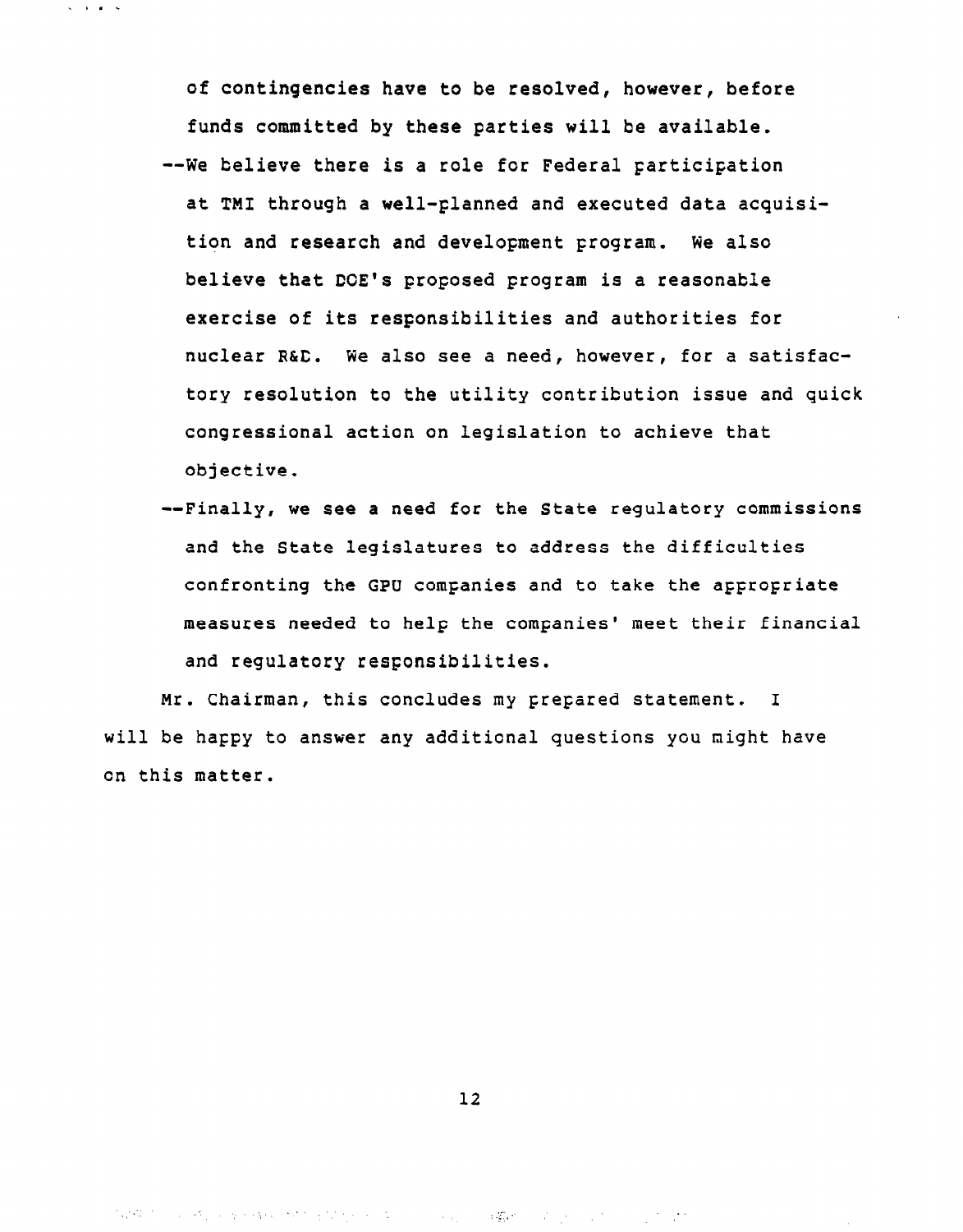of contingencies have to be resolved, however, before funds committed by these parties will be available.

--We believe there is a role for Federal participation at TMI through a well-planned and executed data acquisition and research and development program. We also believe that DOE's proposed program is a reasonable exercise of its responsibilities and authorities for nuclear R&D. We also see a need, however, for a satisfactory resolution to the utility contribution issue and quick congressional action on legislation to achieve that objective.

--Finally, we see a need for the State regulatory commissions and the State legislatures to address the difficulties confronting the GPU companies and to take the appropriate measures needed to help the companies' meet their financial and regulatory responsibilities.

Mr. Chairman, this concludes my prepared statement. I will be happy to answer any additional questions you might have on this matter.